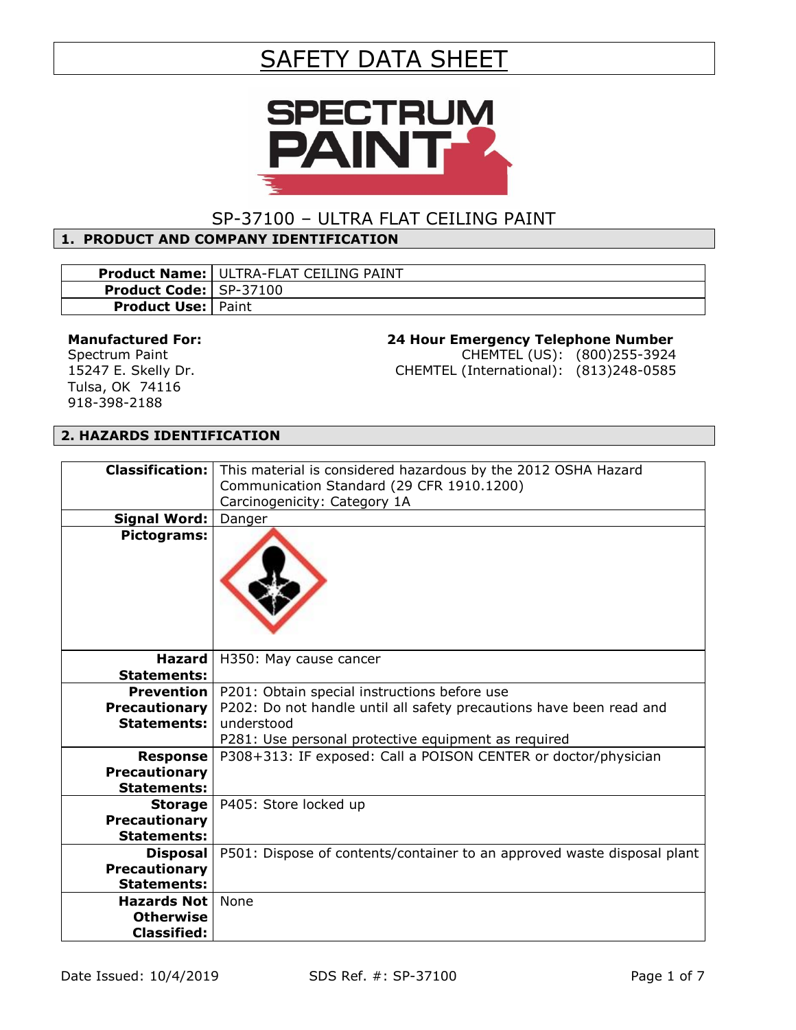# SAFETY DATA SHEET

SP-37100 – ULTRA FLAT CEILING PAINT

## 1. PRODUCT AND COMPANY IDENTIFICATION

| | |
|---|---|
| **Product Name:** | ULTRA-FLAT CEILING PAINT |
| **Product Code:** | SP-37100 |
| **Product Use:** | Paint |

**Manufactured For:**
Spectrum Paint
15247 E. Skelly Dr.
Tulsa, OK 74116
918-398-2188

**24 Hour Emergency Telephone Number**
CHEMTEL (US): (800)255-3924
CHEMTEL (International): (813)248-0585

## 2. HAZARDS IDENTIFICATION

| | |
|---|---|
| **Classification:** | This material is considered hazardous by the 2012 OSHA Hazard Communication Standard (29 CFR 1910.1200)<br>Carcinogenicity: Category 1A |
| **Signal Word:** | Danger |
| **Pictograms:** | |
| **Hazard Statements:** | H350: May cause cancer |
| **Prevention Precautionary Statements:** | P201: Obtain special instructions before use<br>P202: Do not handle until all safety precautions have been read and understood<br>P281: Use personal protective equipment as required |
| **Response Precautionary Statements:** | P308+313: IF exposed: Call a POISON CENTER or doctor/physician |
| **Storage Precautionary Statements:** | P405: Store locked up |
| **Disposal Precautionary Statements:** | P501: Dispose of contents/container to an approved waste disposal plant |
| **Hazards Not Otherwise Classified:** | None |

Date Issued: 10/4/2019 SDS Ref. #: SP-37100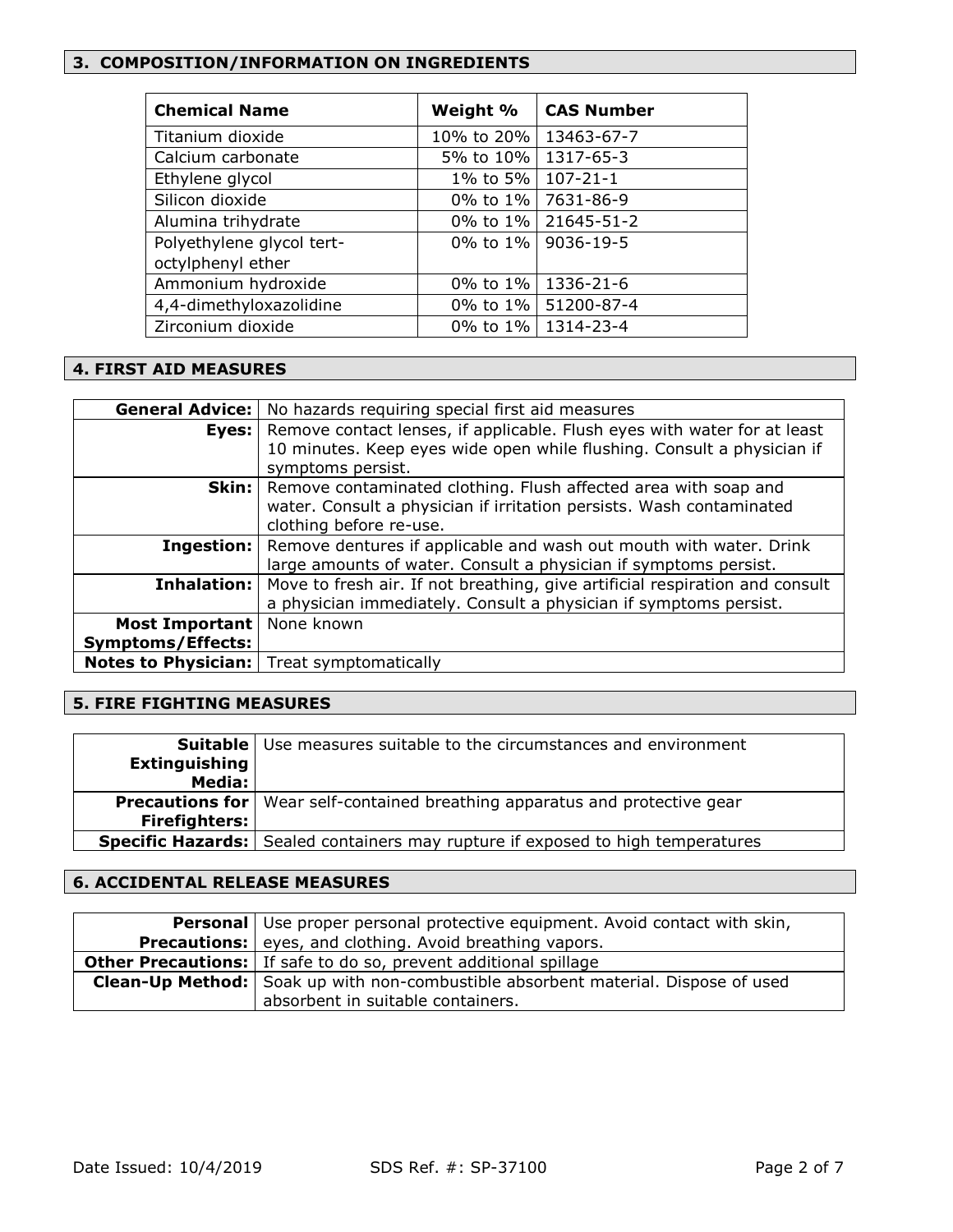## 3. COMPOSITION/INFORMATION ON INGREDIENTS

| Chemical Name | Weight % | CAS Number |
|---|---|---|
| Titanium dioxide | 10% to 20% | 13463-67-7 |
| Calcium carbonate | 5% to 10% | 1317-65-3 |
| Ethylene glycol | 1% to 5% | 107-21-1 |
| Silicon dioxide | 0% to 1% | 7631-86-9 |
| Alumina trihydrate | 0% to 1% | 21645-51-2 |
| Polyethylene glycol tert-octylphenyl ether | 0% to 1% | 9036-19-5 |
| Ammonium hydroxide | 0% to 1% | 1336-21-6 |
| 4,4-dimethyloxazolidine | 0% to 1% | 51200-87-4 |
| Zirconium dioxide | 0% to 1% | 1314-23-4 |

## 4. FIRST AID MEASURES

| | |
|---|---|
| **General Advice:** | No hazards requiring special first aid measures |
| **Eyes:** | Remove contact lenses, if applicable. Flush eyes with water for at least 10 minutes. Keep eyes wide open while flushing. Consult a physician if symptoms persist. |
| **Skin:** | Remove contaminated clothing. Flush affected area with soap and water. Consult a physician if irritation persists. Wash contaminated clothing before re-use. |
| **Ingestion:** | Remove dentures if applicable and wash out mouth with water. Drink large amounts of water. Consult a physician if symptoms persist. |
| **Inhalation:** | Move to fresh air. If not breathing, give artificial respiration and consult a physician immediately. Consult a physician if symptoms persist. |
| **Most Important Symptoms/Effects:** | None known |
| **Notes to Physician:** | Treat symptomatically |

## 5. FIRE FIGHTING MEASURES

| | |
|---|---|
| **Suitable Extinguishing Media:** | Use measures suitable to the circumstances and environment |
| **Precautions for Firefighters:** | Wear self-contained breathing apparatus and protective gear |
| **Specific Hazards:** | Sealed containers may rupture if exposed to high temperatures |

## 6. ACCIDENTAL RELEASE MEASURES

| | |
|---|---|
| **Personal Precautions:** | Use proper personal protective equipment. Avoid contact with skin, eyes, and clothing. Avoid breathing vapors. |
| **Other Precautions:** | If safe to do so, prevent additional spillage |
| **Clean-Up Method:** | Soak up with non-combustible absorbent material. Dispose of used absorbent in suitable containers. |

Date Issued: 10/4/2019 SDS Ref. #: SP-37100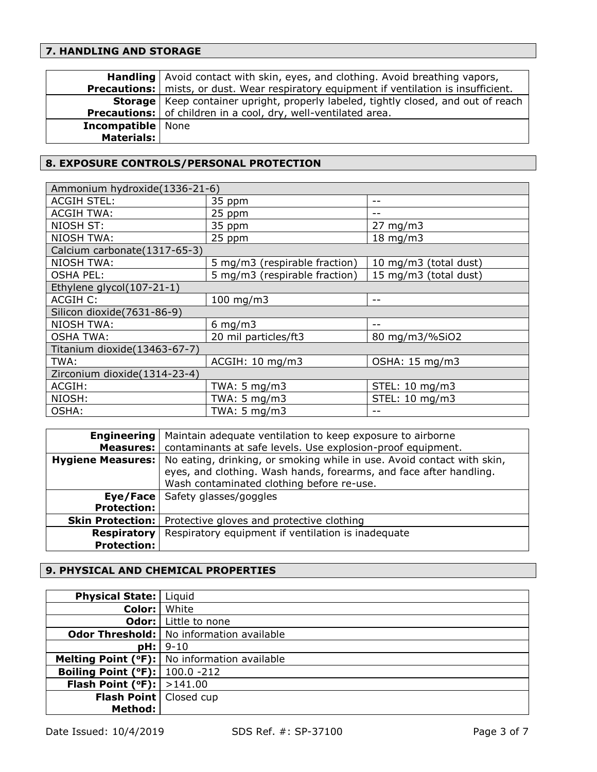## 7. HANDLING AND STORAGE

| | |
|---|---|
| **Handling Precautions:** | Avoid contact with skin, eyes, and clothing. Avoid breathing vapors, mists, or dust. Wear respiratory equipment if ventilation is insufficient. |
| **Storage Precautions:** | Keep container upright, properly labeled, tightly closed, and out of reach of children in a cool, dry, well-ventilated area. |
| **Incompatible Materials:** | None |

## 8. EXPOSURE CONTROLS/PERSONAL PROTECTION

| Ammonium hydroxide(1336-21-6) | | |
|---|---|---|
| ACGIH STEL: | 35 ppm | -- |
| ACGIH TWA: | 25 ppm | -- |
| NIOSH ST: | 35 ppm | 27 mg/m3 |
| NIOSH TWA: | 25 ppm | 18 mg/m3 |
| Calcium carbonate(1317-65-3) | | |
| NIOSH TWA: | 5 mg/m3 (respirable fraction) | 10 mg/m3 (total dust) |
| OSHA PEL: | 5 mg/m3 (respirable fraction) | 15 mg/m3 (total dust) |
| Ethylene glycol(107-21-1) | | |
| ACGIH C: | 100 mg/m3 | -- |
| Silicon dioxide(7631-86-9) | | |
| NIOSH TWA: | 6 mg/m3 | -- |
| OSHA TWA: | 20 mil particles/ft3 | 80 mg/m3/%SiO2 |
| Titanium dioxide(13463-67-7) | | |
| TWA: | ACGIH: 10 mg/m3 | OSHA: 15 mg/m3 |
| Zirconium dioxide(1314-23-4) | | |
| ACGIH: | TWA: 5 mg/m3 | STEL: 10 mg/m3 |
| NIOSH: | TWA: 5 mg/m3 | STEL: 10 mg/m3 |
| OSHA: | TWA: 5 mg/m3 | -- |

| | |
|---|---|
| **Engineering Measures:** | Maintain adequate ventilation to keep exposure to airborne contaminants at safe levels. Use explosion-proof equipment. |
| **Hygiene Measures:** | No eating, drinking, or smoking while in use. Avoid contact with skin, eyes, and clothing. Wash hands, forearms, and face after handling. Wash contaminated clothing before re-use. |
| **Eye/Face Protection:** | Safety glasses/goggles |
| **Skin Protection:** | Protective gloves and protective clothing |
| **Respiratory Protection:** | Respiratory equipment if ventilation is inadequate |

## 9. PHYSICAL AND CHEMICAL PROPERTIES

| | |
|---|---|
| **Physical State:** | Liquid |
| **Color:** | White |
| **Odor:** | Little to none |
| **Odor Threshold:** | No information available |
| **pH:** | 9-10 |
| **Melting Point (°F):** | No information available |
| **Boiling Point (°F):** | 100.0 -212 |
| **Flash Point (°F):** | >141.00 |
| **Flash Point Method:** | Closed cup |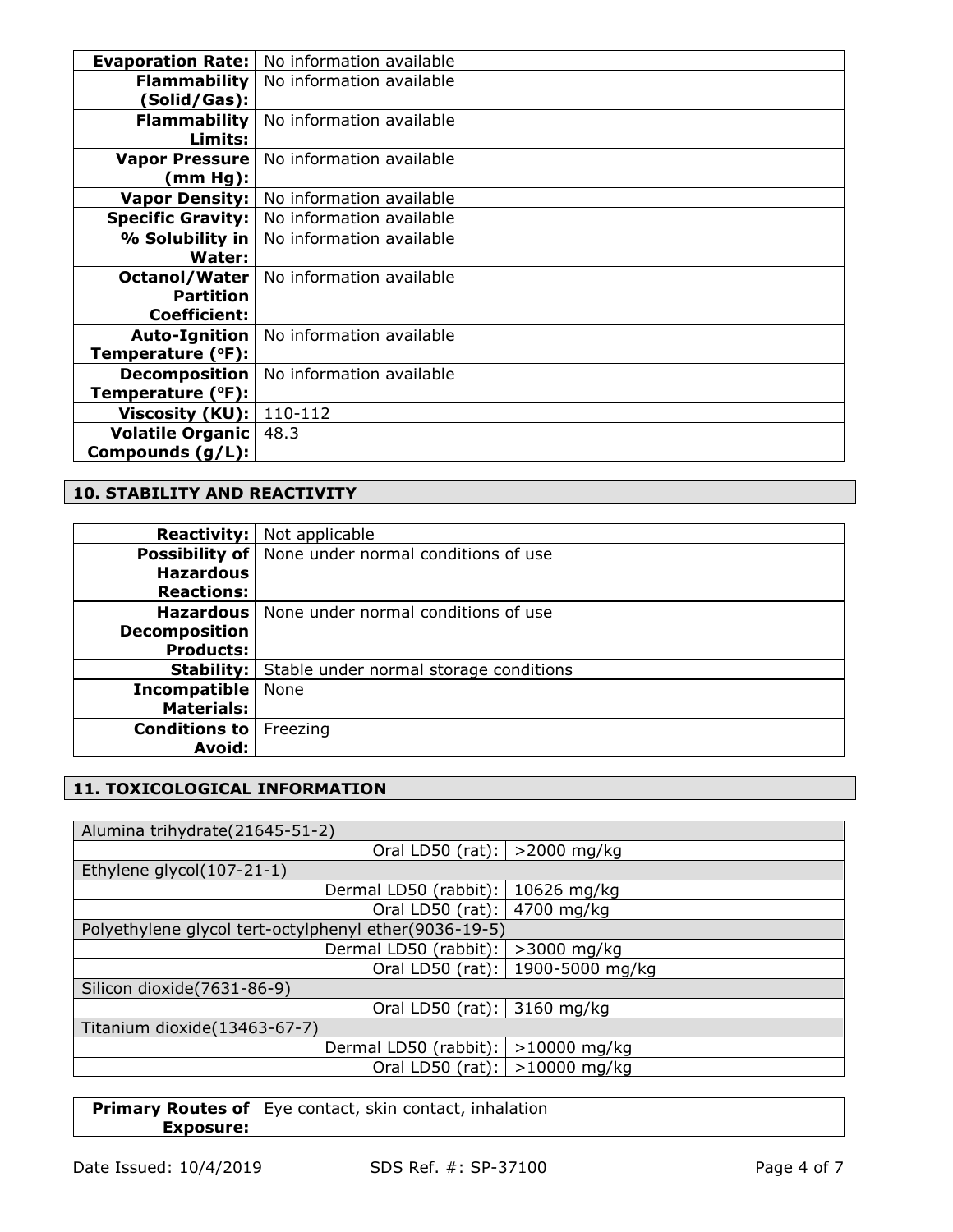| | |
|---|---|
| **Evaporation Rate:** | No information available |
| **Flammability (Solid/Gas):** | No information available |
| **Flammability Limits:** | No information available |
| **Vapor Pressure (mm Hg):** | No information available |
| **Vapor Density:** | No information available |
| **Specific Gravity:** | No information available |
| **% Solubility in Water:** | No information available |
| **Octanol/Water Partition Coefficient:** | No information available |
| **Auto-Ignition Temperature (°F):** | No information available |
| **Decomposition Temperature (°F):** | No information available |
| **Viscosity (KU):** | 110-112 |
| **Volatile Organic Compounds (g/L):** | 48.3 |

## 10. STABILITY AND REACTIVITY

| | |
|---|---|
| **Reactivity:** | Not applicable |
| **Possibility of Hazardous Reactions:** | None under normal conditions of use |
| **Hazardous Decomposition Products:** | None under normal conditions of use |
| **Stability:** | Stable under normal storage conditions |
| **Incompatible Materials:** | None |
| **Conditions to Avoid:** | Freezing |

## 11. TOXICOLOGICAL INFORMATION

| | |
|---|---|
| Alumina trihydrate(21645-51-2) | |
| Oral LD50 (rat): | >2000 mg/kg |
| Ethylene glycol(107-21-1) | |
| Dermal LD50 (rabbit): | 10626 mg/kg |
| Oral LD50 (rat): | 4700 mg/kg |
| Polyethylene glycol tert-octylphenyl ether(9036-19-5) | |
| Dermal LD50 (rabbit): | >3000 mg/kg |
| Oral LD50 (rat): | 1900-5000 mg/kg |
| Silicon dioxide(7631-86-9) | |
| Oral LD50 (rat): | 3160 mg/kg |
| Titanium dioxide(13463-67-7) | |
| Dermal LD50 (rabbit): | >10000 mg/kg |
| Oral LD50 (rat): | >10000 mg/kg |

| | |
|---|---|
| **Primary Routes of Exposure:** | Eye contact, skin contact, inhalation |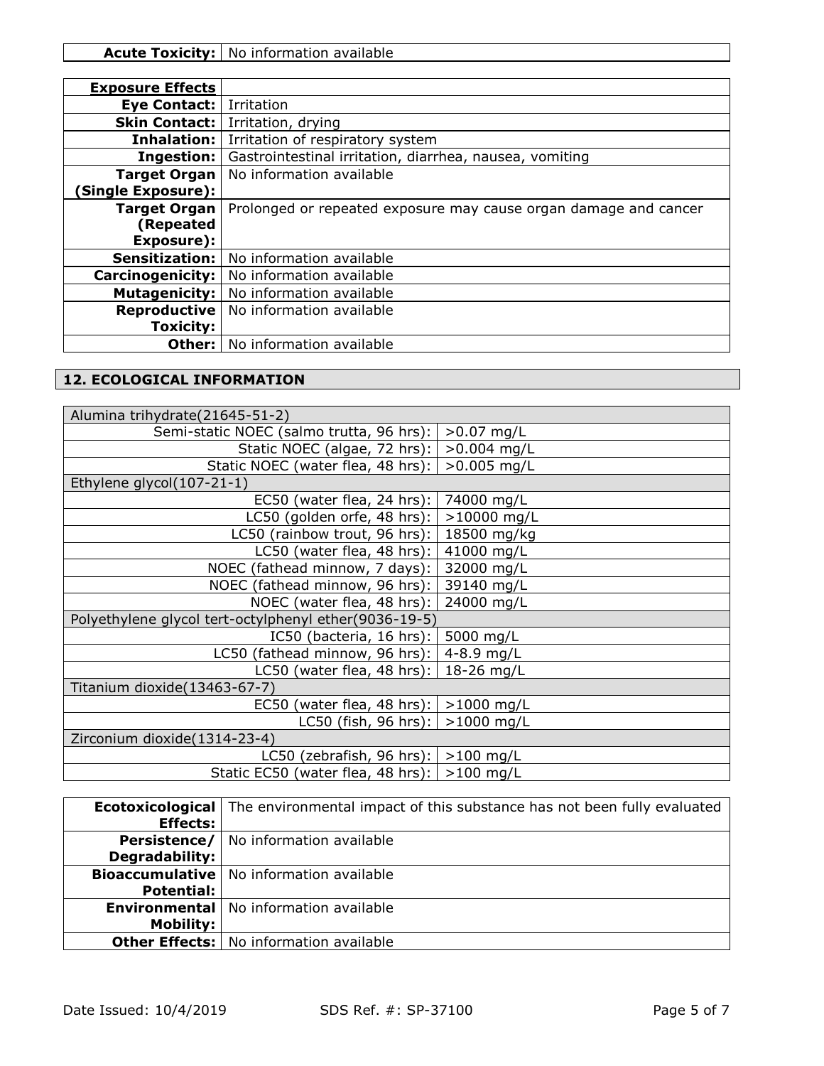| **Acute Toxicity:** | No information available |
|---|---|

| **Exposure Effects** | |
|---|---|
| **Eye Contact:** | Irritation |
| **Skin Contact:** | Irritation, drying |
| **Inhalation:** | Irritation of respiratory system |
| **Ingestion:** | Gastrointestinal irritation, diarrhea, nausea, vomiting |
| **Target Organ (Single Exposure):** | No information available |
| **Target Organ (Repeated Exposure):** | Prolonged or repeated exposure may cause organ damage and cancer |
| **Sensitization:** | No information available |
| **Carcinogenicity:** | No information available |
| **Mutagenicity:** | No information available |
| **Reproductive Toxicity:** | No information available |
| **Other:** | No information available |

## 12. ECOLOGICAL INFORMATION

| Alumina trihydrate(21645-51-2) | |
|---|---|
| Semi-static NOEC (salmo trutta, 96 hrs): | >0.07 mg/L |
| Static NOEC (algae, 72 hrs): | >0.004 mg/L |
| Static NOEC (water flea, 48 hrs): | >0.005 mg/L |
| **Ethylene glycol(107-21-1)** | |
| EC50 (water flea, 24 hrs): | 74000 mg/L |
| LC50 (golden orfe, 48 hrs): | >10000 mg/L |
| LC50 (rainbow trout, 96 hrs): | 18500 mg/kg |
| LC50 (water flea, 48 hrs): | 41000 mg/L |
| NOEC (fathead minnow, 7 days): | 32000 mg/L |
| NOEC (fathead minnow, 96 hrs): | 39140 mg/L |
| NOEC (water flea, 48 hrs): | 24000 mg/L |
| **Polyethylene glycol tert-octylphenyl ether(9036-19-5)** | |
| IC50 (bacteria, 16 hrs): | 5000 mg/L |
| LC50 (fathead minnow, 96 hrs): | 4-8.9 mg/L |
| LC50 (water flea, 48 hrs): | 18-26 mg/L |
| **Titanium dioxide(13463-67-7)** | |
| EC50 (water flea, 48 hrs): | >1000 mg/L |
| LC50 (fish, 96 hrs): | >1000 mg/L |
| **Zirconium dioxide(1314-23-4)** | |
| LC50 (zebrafish, 96 hrs): | >100 mg/L |
| Static EC50 (water flea, 48 hrs): | >100 mg/L |

| **Ecotoxicological Effects:** | The environmental impact of this substance has not been fully evaluated |
|---|---|
| **Persistence/ Degradability:** | No information available |
| **Bioaccumulative Potential:** | No information available |
| **Environmental Mobility:** | No information available |
| **Other Effects:** | No information available |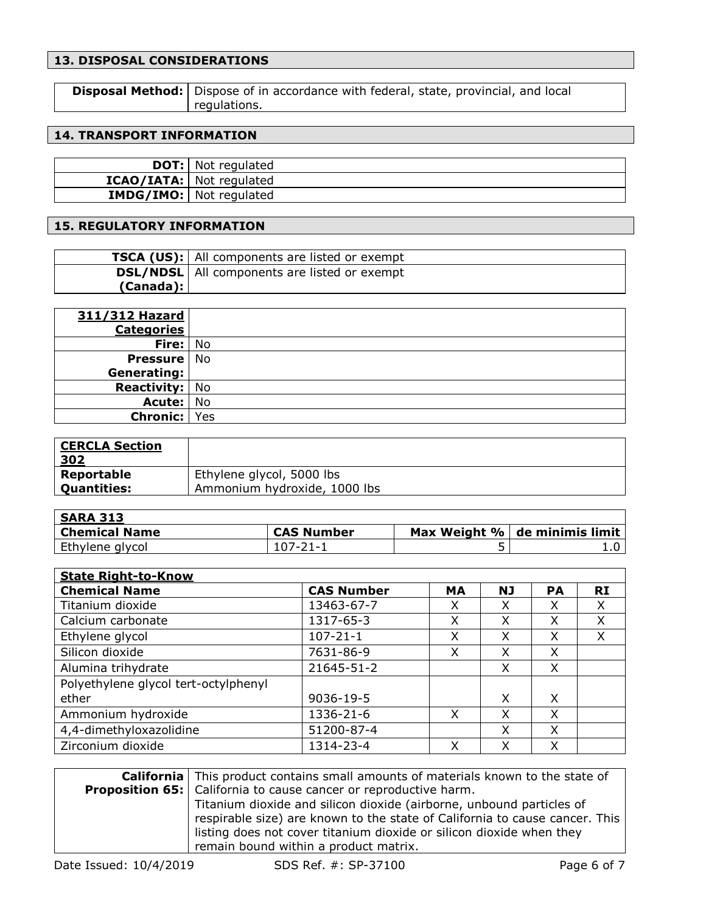## 13. DISPOSAL CONSIDERATIONS

| | |
|---|---|
| **Disposal Method:** | Dispose of in accordance with federal, state, provincial, and local regulations. |

## 14. TRANSPORT INFORMATION

| | |
|---|---|
| **DOT:** | Not regulated |
| **ICAO/IATA:** | Not regulated |
| **IMDG/IMO:** | Not regulated |

## 15. REGULATORY INFORMATION

| | |
|---|---|
| **TSCA (US):** | All components are listed or exempt |
| **DSL/NDSL (Canada):** | All components are listed or exempt |

| **311/312 Hazard Categories** | |
|---|---|
| **Fire:** | No |
| **Pressure Generating:** | No |
| **Reactivity:** | No |
| **Acute:** | No |
| **Chronic:** | Yes |

| **CERCLA Section 302** | |
|---|---|
| **Reportable Quantities:** | Ethylene glycol, 5000 lbs<br>Ammonium hydroxide, 1000 lbs |

**SARA 313**

| Chemical Name | CAS Number | Max Weight % | de minimis limit |
|---|---|---|---|
| Ethylene glycol | 107-21-1 | 5 | 1.0 |

**State Right-to-Know**

| Chemical Name | CAS Number | MA | NJ | PA | RI |
|---|---|---|---|---|---|
| Titanium dioxide | 13463-67-7 | X | X | X | X |
| Calcium carbonate | 1317-65-3 | X | X | X | X |
| Ethylene glycol | 107-21-1 | X | X | X | X |
| Silicon dioxide | 7631-86-9 | X | X | X | |
| Alumina trihydrate | 21645-51-2 | | X | X | |
| Polyethylene glycol tert-octylphenyl ether | 9036-19-5 | | X | X | |
| Ammonium hydroxide | 1336-21-6 | X | X | X | |
| 4,4-dimethyloxazolidine | 51200-87-4 | | X | X | |
| Zirconium dioxide | 1314-23-4 | X | X | X | |

| | |
|---|---|
| **California Proposition 65:** | This product contains small amounts of materials known to the state of California to cause cancer or reproductive harm.<br>Titanium dioxide and silicon dioxide (airborne, unbound particles of respirable size) are known to the state of California to cause cancer. This listing does not cover titanium dioxide or silicon dioxide when they remain bound within a product matrix. |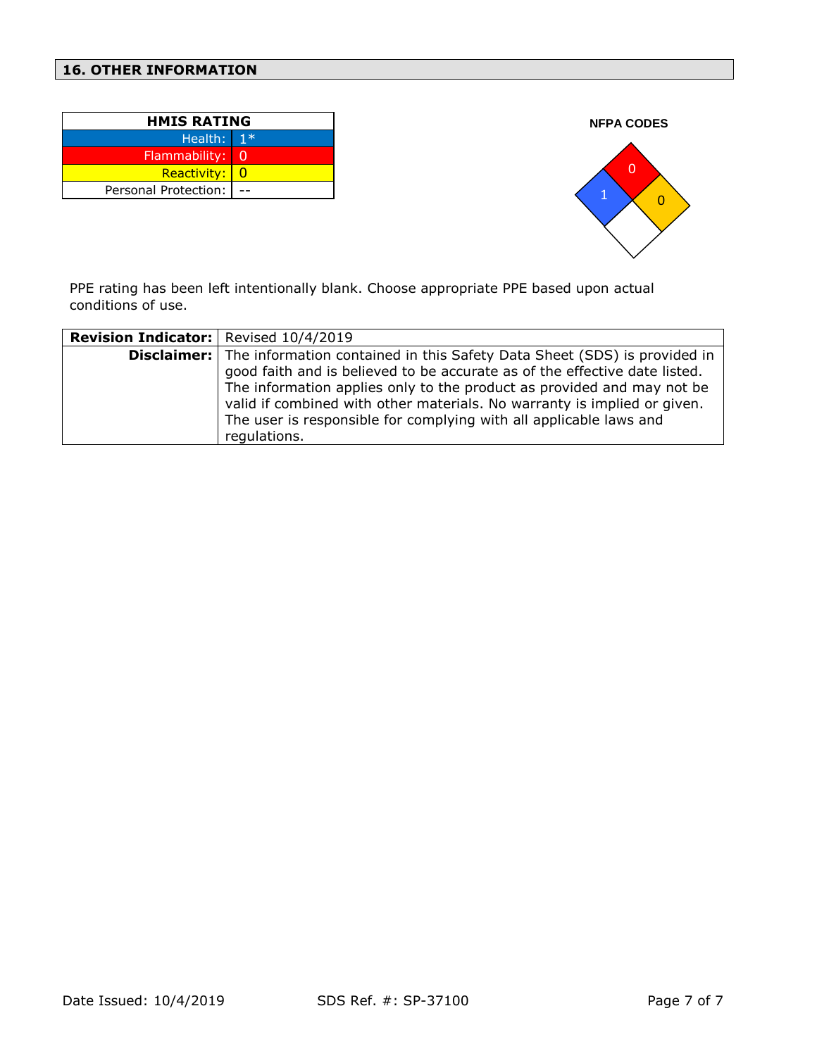## 16. OTHER INFORMATION

| HMIS RATING | |
|---|---|
| Health: | 1* |
| Flammability: | 0 |
| Reactivity: | 0 |
| Personal Protection: | -- |

**NFPA CODES**

0

1

0

PPE rating has been left intentionally blank. Choose appropriate PPE based upon actual conditions of use.

| | |
|---|---|
| **Revision Indicator:** | Revised 10/4/2019 |
| **Disclaimer:** | The information contained in this Safety Data Sheet (SDS) is provided in good faith and is believed to be accurate as of the effective date listed. The information applies only to the product as provided and may not be valid if combined with other materials. No warranty is implied or given. The user is responsible for complying with all applicable laws and regulations. |

Date Issued: 10/4/2019 SDS Ref. #: SP-37100